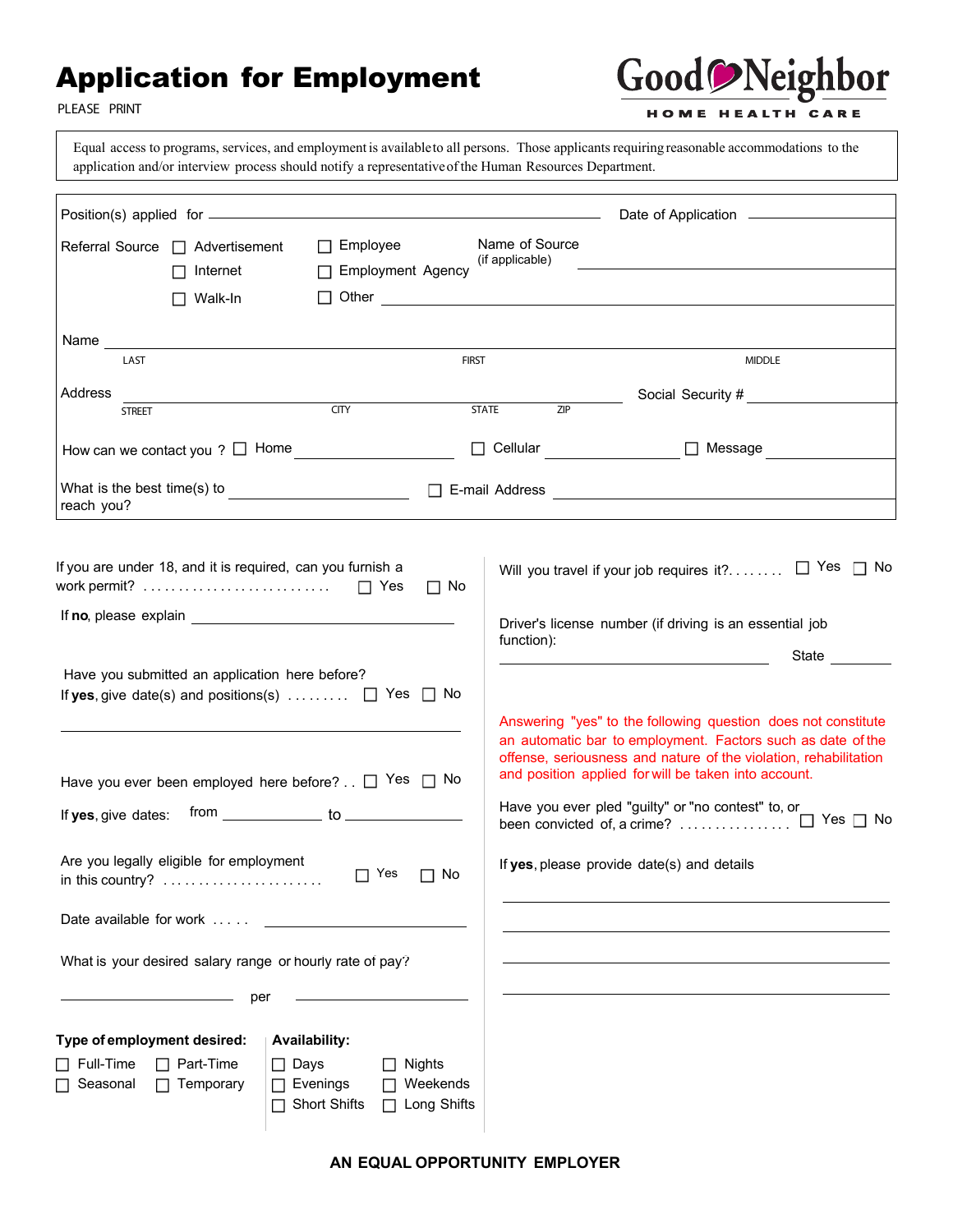# Application for Employment

PLEASE PRINT

**Good Neighbor**
**HOME HEALTH CARE**

Equal access to programs, services, and employment is available to all persons. Those applicants requiring reasonable accommodations to the application and/or interview process should notify a representative of the Human Resources Department.

Position(s) applied for ______________________ Date of Application ____________

Referral Source
- ☐ Advertisement
- ☐ Internet
- ☐ Walk-In
- ☐ Employee
- ☐ Employment Agency
- ☐ Other ____________

Name of Source (if applicable) ____________

Name ______________________
LAST FIRST MIDDLE

Address ______________________ Social Security # ____________
STREET CITY STATE ZIP

How can we contact you ? ☐ Home ________ ☐ Cellular ________ ☐ Message ________

What is the best time(s) to reach you? ________ ☐ E-mail Address ________

If you are under 18, and it is required, can you furnish a work permit? . . . . . . . . . . . . . . . . . . . . . . . . . . ☐ Yes ☐ No

If **no**, please explain ____________

Have you submitted an application here before?
If **yes**, give date(s) and positions(s) . . . . . . . . ☐ Yes ☐ No

______________________

Have you ever been employed here before? . . ☐ Yes ☐ No

If **yes**, give dates: from ________ to ________

Are you legally eligible for employment in this country? . . . . . . . . . . . . . . . . . . . . . . . ☐ Yes ☐ No

Date available for work . . . . . ____________

What is your desired salary range or hourly rate of pay?

________ per ________

**Type of employment desired:**
- ☐ Full-Time
- ☐ Part-Time
- ☐ Seasonal
- ☐ Temporary

**Availability:**
- ☐ Days
- ☐ Nights
- ☐ Evenings
- ☐ Weekends
- ☐ Short Shifts
- ☐ Long Shifts

Will you travel if your job requires it?. . . . . . . . ☐ Yes ☐ No

Driver's license number (if driving is an essential job function):

____________ State ________

Answering "yes" to the following question does not constitute an automatic bar to employment. Factors such as date of the offense, seriousness and nature of the violation, rehabilitation and position applied for will be taken into account.

Have you ever pled "guilty" or "no contest" to, or been convicted of, a crime? . . . . . . . . . . . . . . . . ☐ Yes ☐ No

If **yes**, please provide date(s) and details

______________________

______________________

______________________

______________________

**AN EQUAL OPPORTUNITY EMPLOYER**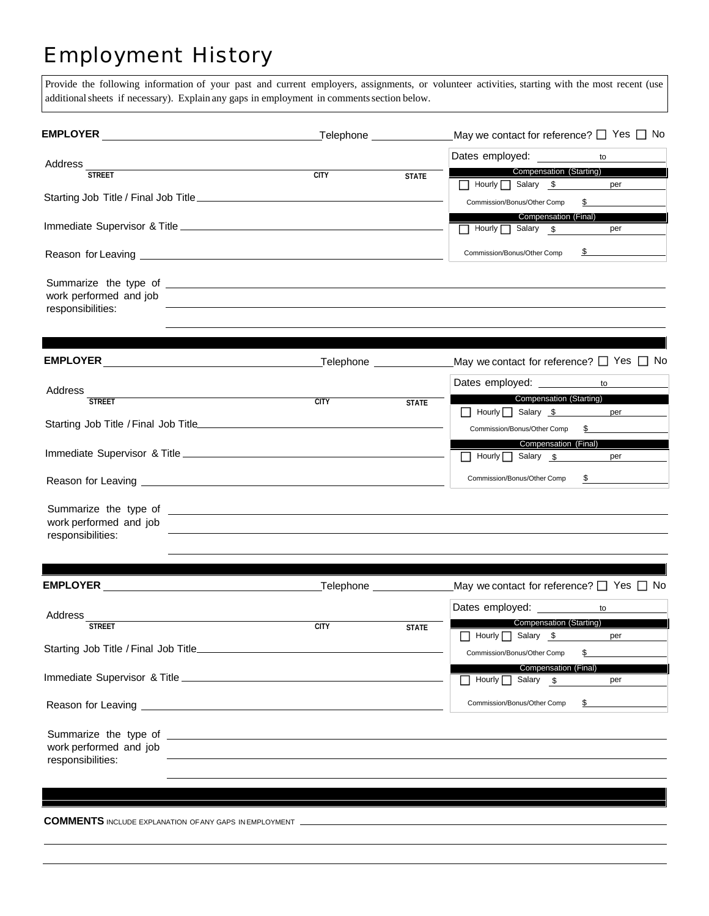# Employment History

Provide the following information of your past and current employers, assignments, or volunteer activities, starting with the most recent (use additional sheets if necessary). Explain any gaps in employment in comments section below.

**EMPLOYER** ________________________ Telephone ____________ May we contact for reference? ☐ Yes ☐ No

Address ________________________________________
STREET CITY STATE

Starting Job Title / Final Job Title ________________________

Immediate Supervisor & Title ________________________

Reason for Leaving ________________________

Dates employed: ________ to ________

**Compensation (Starting)**
☐ Hourly ☐ Salary $ ________ per ________
Commission/Bonus/Other Comp $ ________

**Compensation (Final)**
☐ Hourly ☐ Salary $ ________ per ________
Commission/Bonus/Other Comp $ ________

Summarize the type of work performed and job responsibilities: ________________________

---

**EMPLOYER** ________________________ Telephone ____________ May we contact for reference? ☐ Yes ☐ No

Address ________________________________________
STREET CITY STATE

Starting Job Title / Final Job Title ________________________

Immediate Supervisor & Title ________________________

Reason for Leaving ________________________

Dates employed: ________ to ________

**Compensation (Starting)**
☐ Hourly ☐ Salary $ ________ per ________
Commission/Bonus/Other Comp $ ________

**Compensation (Final)**
☐ Hourly ☐ Salary $ ________ per ________
Commission/Bonus/Other Comp $ ________

Summarize the type of work performed and job responsibilities: ________________________

---

**EMPLOYER** ________________________ Telephone ____________ May we contact for reference? ☐ Yes ☐ No

Address ________________________________________
STREET CITY STATE

Starting Job Title / Final Job Title ________________________

Immediate Supervisor & Title ________________________

Reason for Leaving ________________________

Dates employed: ________ to ________

**Compensation (Starting)**
☐ Hourly ☐ Salary $ ________ per ________
Commission/Bonus/Other Comp $ ________

**Compensation (Final)**
☐ Hourly ☐ Salary $ ________ per ________
Commission/Bonus/Other Comp $ ________

Summarize the type of work performed and job responsibilities: ________________________

---

**COMMENTS** INCLUDE EXPLANATION OF ANY GAPS IN EMPLOYMENT ________________________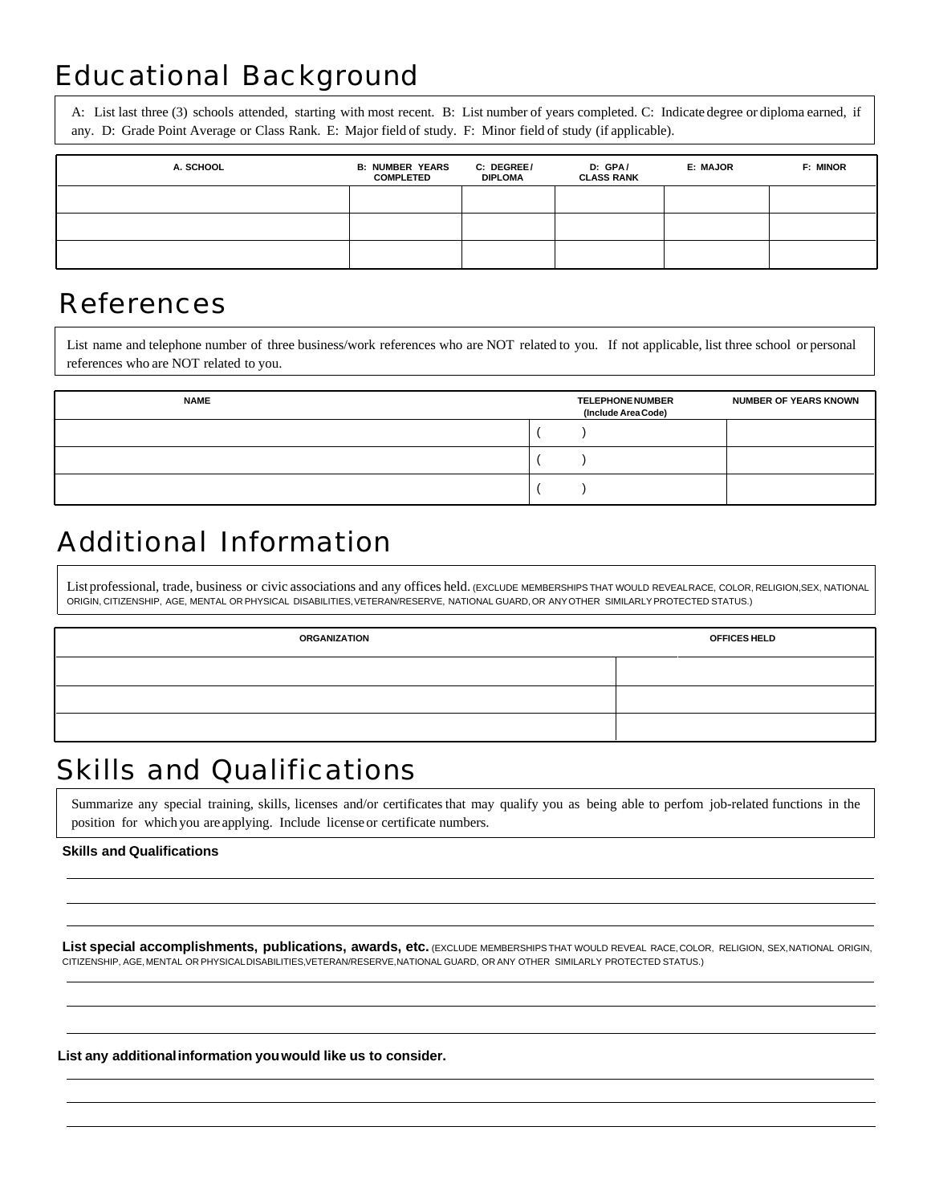## Educational Background

A: List last three (3) schools attended, starting with most recent. B: List number of years completed. C: Indicate degree or diploma earned, if any. D: Grade Point Average or Class Rank. E: Major field of study. F: Minor field of study (if applicable).

| A. SCHOOL | B: NUMBER YEARS COMPLETED | C: DEGREE / DIPLOMA | D: GPA / CLASS RANK | E: MAJOR | F: MINOR |
|---|---|---|---|---|---|
| | | | | | |
| | | | | | |
| | | | | | |

## References

List name and telephone number of three business/work references who are NOT related to you. If not applicable, list three school or personal references who are NOT related to you.

| NAME | TELEPHONE NUMBER (Include Area Code) | NUMBER OF YEARS KNOWN |
|---|---|---|
| | ( ) | |
| | ( ) | |
| | ( ) | |

## Additional Information

List professional, trade, business or civic associations and any offices held. (EXCLUDE MEMBERSHIPS THAT WOULD REVEAL RACE, COLOR, RELIGION, SEX, NATIONAL ORIGIN, CITIZENSHIP, AGE, MENTAL OR PHYSICAL DISABILITIES, VETERAN/RESERVE, NATIONAL GUARD, OR ANY OTHER SIMILARLY PROTECTED STATUS.)

| ORGANIZATION | OFFICES HELD |
|---|---|
| | |
| | |
| | |

## Skills and Qualifications

Summarize any special training, skills, licenses and/or certificates that may qualify you as being able to perfom job-related functions in the position for which you are applying. Include license or certificate numbers.

**Skills and Qualifications**

______________________________________________

______________________________________________

______________________________________________

**List special accomplishments, publications, awards, etc.** (EXCLUDE MEMBERSHIPS THAT WOULD REVEAL RACE, COLOR, RELIGION, SEX, NATIONAL ORIGIN, CITIZENSHIP, AGE, MENTAL OR PHYSICAL DISABILITIES, VETERAN/RESERVE, NATIONAL GUARD, OR ANY OTHER SIMILARLY PROTECTED STATUS.)

______________________________________________

______________________________________________

______________________________________________

**List any additional information you would like us to consider.**

______________________________________________

______________________________________________

______________________________________________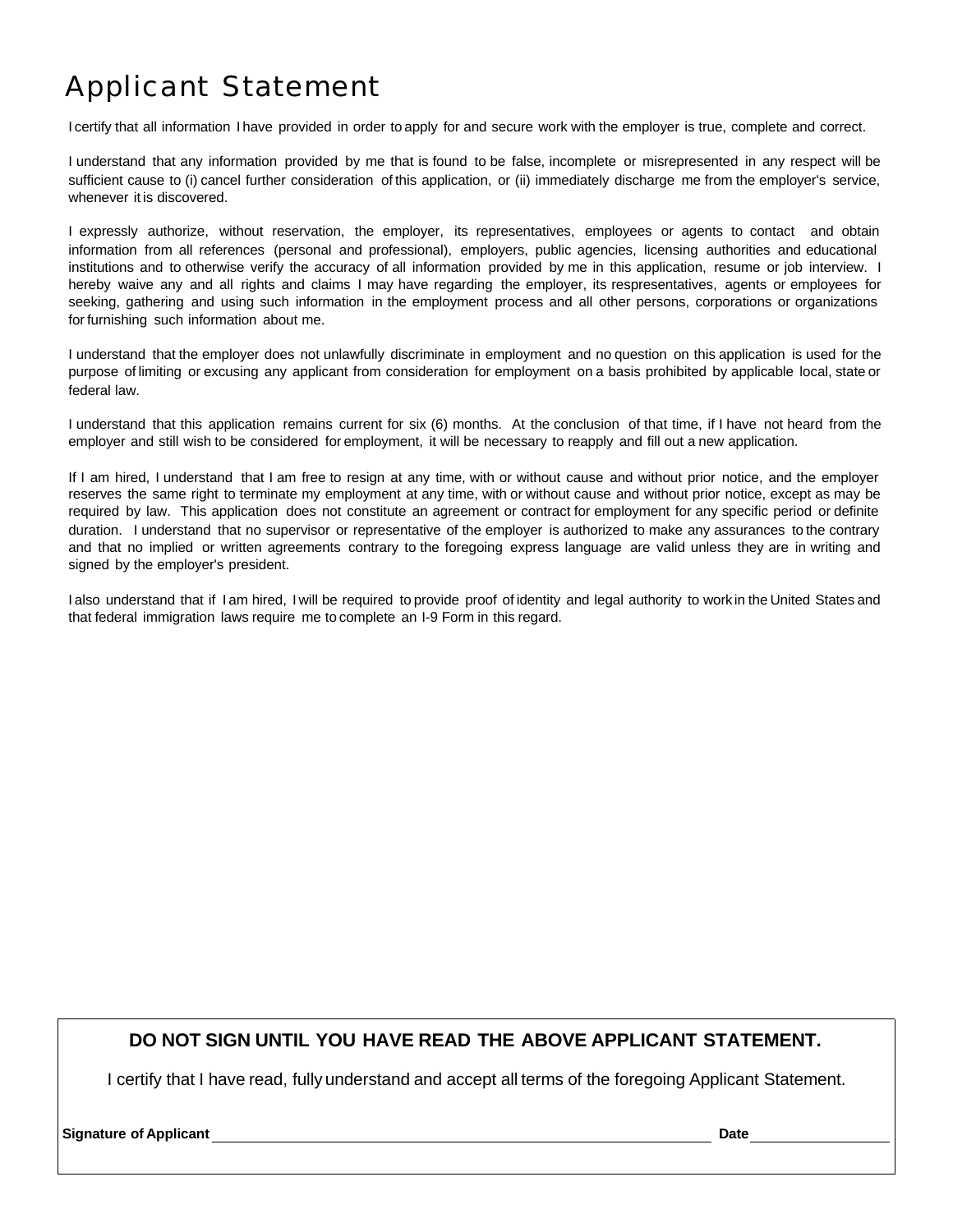# Applicant Statement

I certify that all information I have provided in order to apply for and secure work with the employer is true, complete and correct.

I understand that any information provided by me that is found to be false, incomplete or misrepresented in any respect will be sufficient cause to (i) cancel further consideration of this application, or (ii) immediately discharge me from the employer's service, whenever it is discovered.

I expressly authorize, without reservation, the employer, its representatives, employees or agents to contact and obtain information from all references (personal and professional), employers, public agencies, licensing authorities and educational institutions and to otherwise verify the accuracy of all information provided by me in this application, resume or job interview. I hereby waive any and all rights and claims I may have regarding the employer, its respresentatives, agents or employees for seeking, gathering and using such information in the employment process and all other persons, corporations or organizations for furnishing such information about me.

I understand that the employer does not unlawfully discriminate in employment and no question on this application is used for the purpose of limiting or excusing any applicant from consideration for employment on a basis prohibited by applicable local, state or federal law.

I understand that this application remains current for six (6) months. At the conclusion of that time, if I have not heard from the employer and still wish to be considered for employment, it will be necessary to reapply and fill out a new application.

If I am hired, I understand that I am free to resign at any time, with or without cause and without prior notice, and the employer reserves the same right to terminate my employment at any time, with or without cause and without prior notice, except as may be required by law. This application does not constitute an agreement or contract for employment for any specific period or definite duration. I understand that no supervisor or representative of the employer is authorized to make any assurances to the contrary and that no implied or written agreements contrary to the foregoing express language are valid unless they are in writing and signed by the employer's president.

I also understand that if I am hired, I will be required to provide proof of identity and legal authority to work in the United States and that federal immigration laws require me to complete an I-9 Form in this regard.

**DO NOT SIGN UNTIL YOU HAVE READ THE ABOVE APPLICANT STATEMENT.**

I certify that I have read, fully understand and accept all terms of the foregoing Applicant Statement.

**Signature of Applicant** ______________________________ **Date** ______________